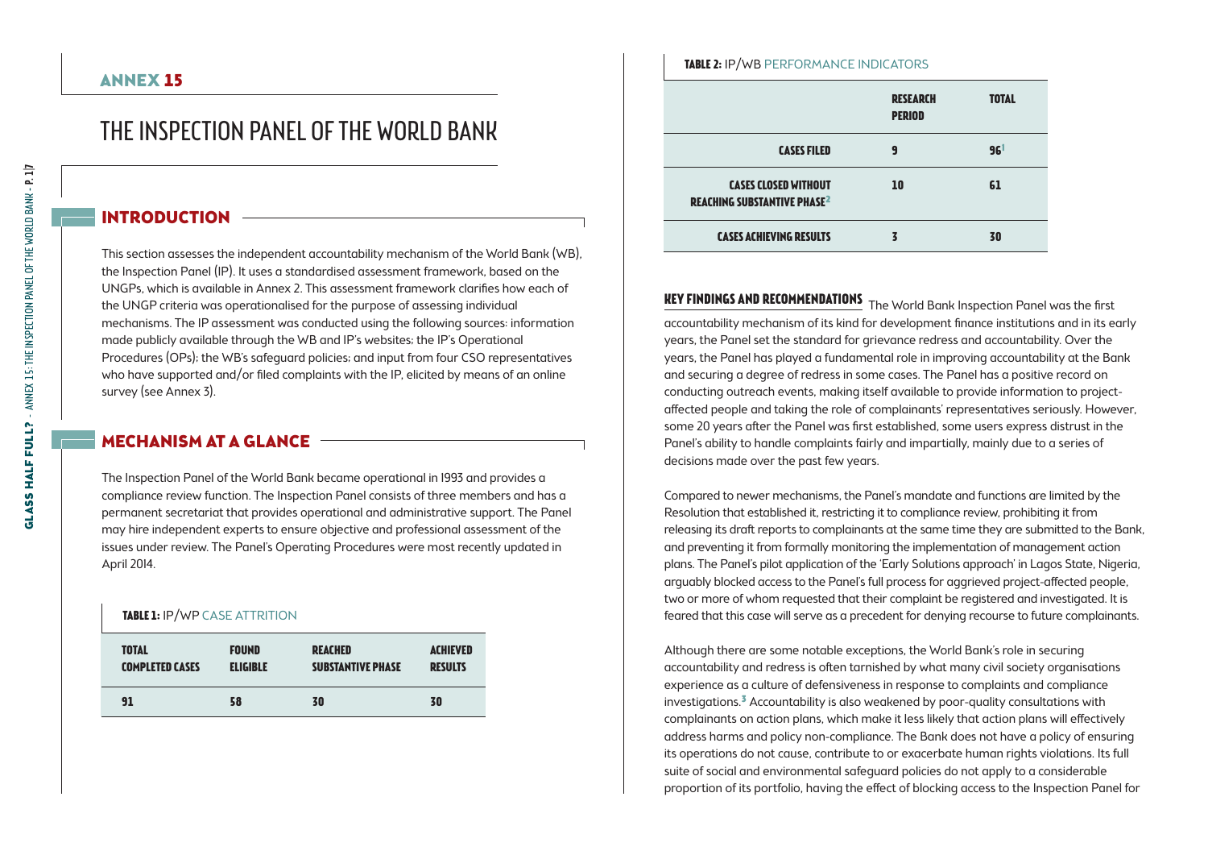## ANNEX 15

# THE INSPECTION PANEL OF THE WORLD BANK

## INTRODUCTION

This section assesses the independent accountability mechanism of the World Bank (WB), the Inspection Panel (IP). It uses a standardised assessment framework, based on the UNGPs, which is available in Annex 2. This assessment framework clarifies how each of the UNGP criteria was operationalised for the purpose of assessing individual mechanisms. The IP assessment was conducted using the following sources: information made publicly available through the WB and IP's websites; the IP's Operational Procedures (OPs); the WB's safeguard policies; and input from four CSO representatives who have supported and/or filed complaints with the IP, elicited by means of an online survey (see Annex 3).

## MECHANISM AT A GLANCE

The Inspection Panel of the World Bank became operational in 1993 and provides a compliance review function. The Inspection Panel consists of three members and has a permanent secretariat that provides operational and administrative support. The Panel may hire independent experts to ensure objective and professional assessment of the issues under review. The Panel's Operating Procedures were most recently updated in April 2014.

**TABLE 1:** IP/WP CASE ATTRITION

| TOTAL COMPLETED CASES | FOUND ELIGIBLE | REACHED SUBSTANTIVE PHASE | ACHIEVED RESULTS |
|---|---|---|---|
| 91 | 58 | 30 | 30 |

**TABLE 2:** IP/WB PERFORMANCE INDICATORS

| | RESEARCH PERIOD | TOTAL |
|---|---|---|
| CASES FILED | 9 | 96[1] |
| CASES CLOSED WITHOUT REACHING SUBSTANTIVE PHASE[2] | 10 | 61 |
| CASES ACHIEVING RESULTS | 3 | 30 |

**KEY FINDINGS AND RECOMMENDATIONS** The World Bank Inspection Panel was the first accountability mechanism of its kind for development finance institutions and in its early years, the Panel set the standard for grievance redress and accountability. Over the years, the Panel has played a fundamental role in improving accountability at the Bank and securing a degree of redress in some cases. The Panel has a positive record on conducting outreach events, making itself available to provide information to project-affected people and taking the role of complainants' representatives seriously. However, some 20 years after the Panel was first established, some users express distrust in the Panel's ability to handle complaints fairly and impartially, mainly due to a series of decisions made over the past few years.

Compared to newer mechanisms, the Panel's mandate and functions are limited by the Resolution that established it, restricting it to compliance review, prohibiting it from releasing its draft reports to complainants at the same time they are submitted to the Bank, and preventing it from formally monitoring the implementation of management action plans. The Panel's pilot application of the 'Early Solutions approach' in Lagos State, Nigeria, arguably blocked access to the Panel's full process for aggrieved project-affected people, two or more of whom requested that their complaint be registered and investigated. It is feared that this case will serve as a precedent for denying recourse to future complainants.

Although there are some notable exceptions, the World Bank's role in securing accountability and redress is often tarnished by what many civil society organisations experience as a culture of defensiveness in response to complaints and compliance investigations.[3] Accountability is also weakened by poor-quality consultations with complainants on action plans, which make it less likely that action plans will effectively address harms and policy non-compliance. The Bank does not have a policy of ensuring its operations do not cause, contribute to or exacerbate human rights violations. Its full suite of social and environmental safeguard policies do not apply to a considerable proportion of its portfolio, having the effect of blocking access to the Inspection Panel for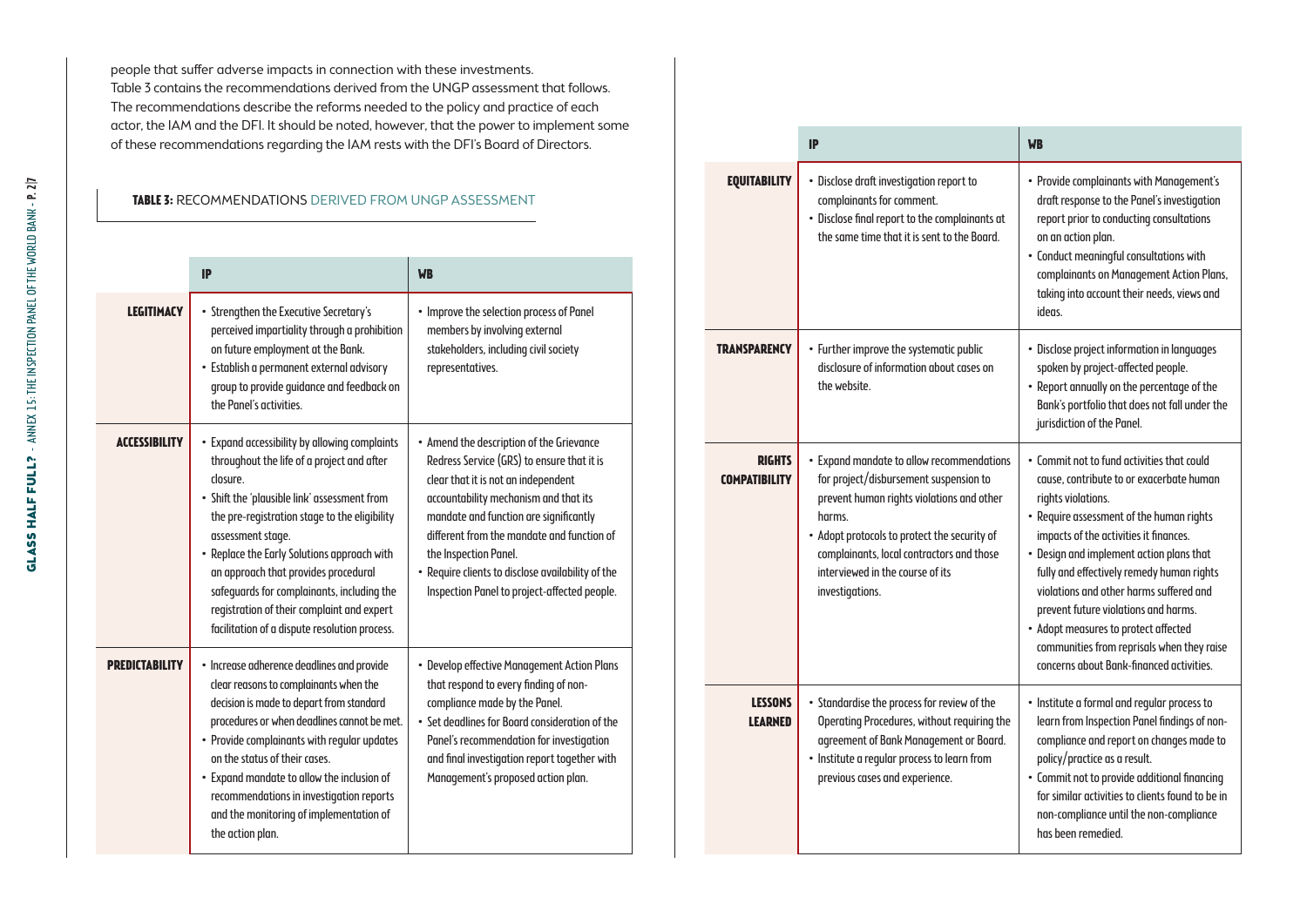people that suffer adverse impacts in connection with these investments. Table 3 contains the recommendations derived from the UNGP assessment that follows. The recommendations describe the reforms needed to the policy and practice of each actor, the IAM and the DFI. It should be noted, however, that the power to implement some of these recommendations regarding the IAM rests with the DFI's Board of Directors.

**TABLE 3:** RECOMMENDATIONS DERIVED FROM UNGP ASSESSMENT

| | IP | WB |
|---|---|---|
| **LEGITIMACY** | • Strengthen the Executive Secretary's perceived impartiality through a prohibition on future employment at the Bank.<br>• Establish a permanent external advisory group to provide guidance and feedback on the Panel's activities. | • Improve the selection process of Panel members by involving external stakeholders, including civil society representatives. |
| **ACCESSIBILITY** | • Expand accessibility by allowing complaints throughout the life of a project and after closure.<br>• Shift the 'plausible link' assessment from the pre-registration stage to the eligibility assessment stage.<br>• Replace the Early Solutions approach with an approach that provides procedural safeguards for complainants, including the registration of their complaint and expert facilitation of a dispute resolution process. | • Amend the description of the Grievance Redress Service (GRS) to ensure that it is clear that it is not an independent accountability mechanism and that its mandate and function are significantly different from the mandate and function of the Inspection Panel.<br>• Require clients to disclose availability of the Inspection Panel to project-affected people. |
| **PREDICTABILITY** | • Increase adherence deadlines and provide clear reasons to complainants when the decision is made to depart from standard procedures or when deadlines cannot be met.<br>• Provide complainants with regular updates on the status of their cases.<br>• Expand mandate to allow the inclusion of recommendations in investigation reports and the monitoring of implementation of the action plan. | • Develop effective Management Action Plans that respond to every finding of non-compliance made by the Panel.<br>• Set deadlines for Board consideration of the Panel's recommendation for investigation and final investigation report together with Management's proposed action plan. |
| **EQUITABILITY** | • Disclose draft investigation report to complainants for comment.<br>• Disclose final report to the complainants at the same time that it is sent to the Board. | • Provide complainants with Management's draft response to the Panel's investigation report prior to conducting consultations on an action plan.<br>• Conduct meaningful consultations with complainants on Management Action Plans, taking into account their needs, views and ideas. |
| **TRANSPARENCY** | • Further improve the systematic public disclosure of information about cases on the website. | • Disclose project information in languages spoken by project-affected people.<br>• Report annually on the percentage of the Bank's portfolio that does not fall under the jurisdiction of the Panel. |
| **RIGHTS COMPATIBILITY** | • Expand mandate to allow recommendations for project/disbursement suspension to prevent human rights violations and other harms.<br>• Adopt protocols to protect the security of complainants, local contractors and those interviewed in the course of its investigations. | • Commit not to fund activities that could cause, contribute to or exacerbate human rights violations.<br>• Require assessment of the human rights impacts of the activities it finances.<br>• Design and implement action plans that fully and effectively remedy human rights violations and other harms suffered and prevent future violations and harms.<br>• Adopt measures to protect affected communities from reprisals when they raise concerns about Bank-financed activities. |
| **LESSONS LEARNED** | • Standardise the process for review of the Operating Procedures, without requiring the agreement of Bank Management or Board.<br>• Institute a regular process to learn from previous cases and experience. | • Institute a formal and regular process to learn from Inspection Panel findings of non-compliance and report on changes made to policy/practice as a result.<br>• Commit not to provide additional financing for similar activities to clients found to be in non-compliance until the non-compliance has been remedied. |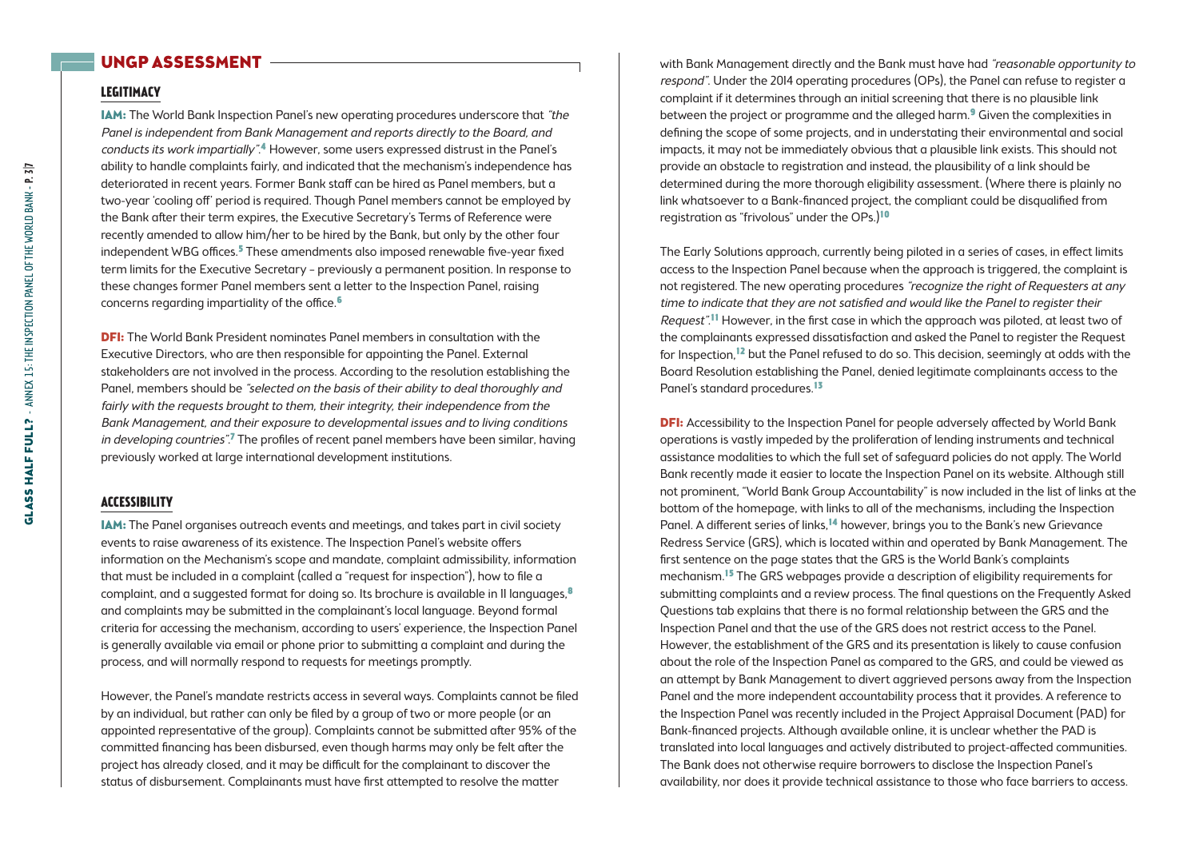## UNGP ASSESSMENT

### LEGITIMACY

**IAM:** The World Bank Inspection Panel's new operating procedures underscore that *"the Panel is independent from Bank Management and reports directly to the Board, and conducts its work impartially"*.[4] However, some users expressed distrust in the Panel's ability to handle complaints fairly, and indicated that the mechanism's independence has deteriorated in recent years. Former Bank staff can be hired as Panel members, but a two-year 'cooling off' period is required. Though Panel members cannot be employed by the Bank after their term expires, the Executive Secretary's Terms of Reference were recently amended to allow him/her to be hired by the Bank, but only by the other four independent WBG offices.[5] These amendments also imposed renewable five-year fixed term limits for the Executive Secretary – previously a permanent position. In response to these changes former Panel members sent a letter to the Inspection Panel, raising concerns regarding impartiality of the office.[6]

**DFI:** The World Bank President nominates Panel members in consultation with the Executive Directors, who are then responsible for appointing the Panel. External stakeholders are not involved in the process. According to the resolution establishing the Panel, members should be *"selected on the basis of their ability to deal thoroughly and fairly with the requests brought to them, their integrity, their independence from the Bank Management, and their exposure to developmental issues and to living conditions in developing countries"*.[7] The profiles of recent panel members have been similar, having previously worked at large international development institutions.

### ACCESSIBILITY

**IAM:** The Panel organises outreach events and meetings, and takes part in civil society events to raise awareness of its existence. The Inspection Panel's website offers information on the Mechanism's scope and mandate, complaint admissibility, information that must be included in a complaint (called a "request for inspection"), how to file a complaint, and a suggested format for doing so. Its brochure is available in 11 languages,[8] and complaints may be submitted in the complainant's local language. Beyond formal criteria for accessing the mechanism, according to users' experience, the Inspection Panel is generally available via email or phone prior to submitting a complaint and during the process, and will normally respond to requests for meetings promptly.

However, the Panel's mandate restricts access in several ways. Complaints cannot be filed by an individual, but rather can only be filed by a group of two or more people (or an appointed representative of the group). Complaints cannot be submitted after 95% of the committed financing has been disbursed, even though harms may only be felt after the project has already closed, and it may be difficult for the complainant to discover the status of disbursement. Complainants must have first attempted to resolve the matter with Bank Management directly and the Bank must have had *"reasonable opportunity to respond"*. Under the 2014 operating procedures (OPs), the Panel can refuse to register a complaint if it determines through an initial screening that there is no plausible link between the project or programme and the alleged harm.[9] Given the complexities in defining the scope of some projects, and in understating their environmental and social impacts, it may not be immediately obvious that a plausible link exists. This should not provide an obstacle to registration and instead, the plausibility of a link should be determined during the more thorough eligibility assessment. (Where there is plainly no link whatsoever to a Bank-financed project, the compliant could be disqualified from registration as "frivolous" under the OPs.)[10]

The Early Solutions approach, currently being piloted in a series of cases, in effect limits access to the Inspection Panel because when the approach is triggered, the complaint is not registered. The new operating procedures *"recognize the right of Requesters at any time to indicate that they are not satisfied and would like the Panel to register their Request"*.[11] However, in the first case in which the approach was piloted, at least two of the complainants expressed dissatisfaction and asked the Panel to register the Request for Inspection,[12] but the Panel refused to do so. This decision, seemingly at odds with the Board Resolution establishing the Panel, denied legitimate complainants access to the Panel's standard procedures.[13]

**DFI:** Accessibility to the Inspection Panel for people adversely affected by World Bank operations is vastly impeded by the proliferation of lending instruments and technical assistance modalities to which the full set of safeguard policies do not apply. The World Bank recently made it easier to locate the Inspection Panel on its website. Although still not prominent, "World Bank Group Accountability" is now included in the list of links at the bottom of the homepage, with links to all of the mechanisms, including the Inspection Panel. A different series of links,[14] however, brings you to the Bank's new Grievance Redress Service (GRS), which is located within and operated by Bank Management. The first sentence on the page states that the GRS is the World Bank's complaints mechanism.[15] The GRS webpages provide a description of eligibility requirements for submitting complaints and a review process. The final questions on the Frequently Asked Questions tab explains that there is no formal relationship between the GRS and the Inspection Panel and that the use of the GRS does not restrict access to the Panel. However, the establishment of the GRS and its presentation is likely to cause confusion about the role of the Inspection Panel as compared to the GRS, and could be viewed as an attempt by Bank Management to divert aggrieved persons away from the Inspection Panel and the more independent accountability process that it provides. A reference to the Inspection Panel was recently included in the Project Appraisal Document (PAD) for Bank-financed projects. Although available online, it is unclear whether the PAD is translated into local languages and actively distributed to project-affected communities. The Bank does not otherwise require borrowers to disclose the Inspection Panel's availability, nor does it provide technical assistance to those who face barriers to access.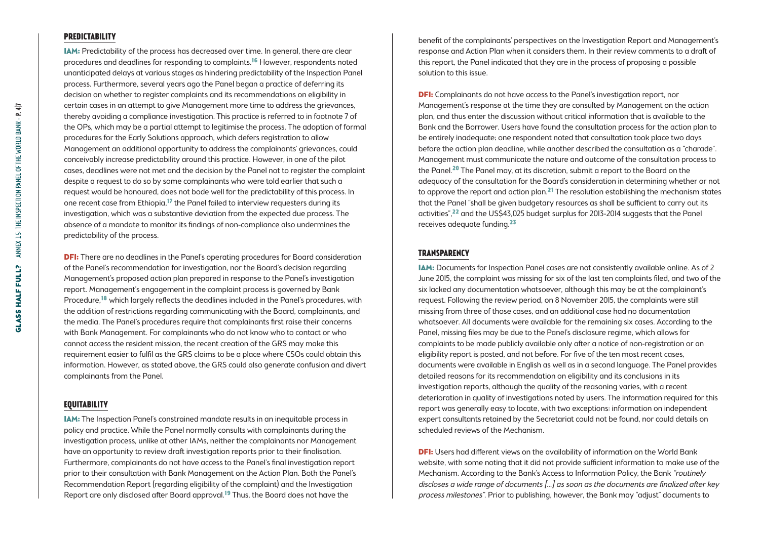## PREDICTABILITY

**IAM:** Predictability of the process has decreased over time. In general, there are clear procedures and deadlines for responding to complaints.[16] However, respondents noted unanticipated delays at various stages as hindering predictability of the Inspection Panel process. Furthermore, several years ago the Panel began a practice of deferring its decision on whether to register complaints and its recommendations on eligibility in certain cases in an attempt to give Management more time to address the grievances, thereby avoiding a compliance investigation. This practice is referred to in footnote 7 of the OPs, which may be a partial attempt to legitimise the process. The adoption of formal procedures for the Early Solutions approach, which defers registration to allow Management an additional opportunity to address the complainants' grievances, could conceivably increase predictability around this practice. However, in one of the pilot cases, deadlines were not met and the decision by the Panel not to register the complaint despite a request to do so by some complainants who were told earlier that such a request would be honoured, does not bode well for the predictability of this process. In one recent case from Ethiopia,[17] the Panel failed to interview requesters during its investigation, which was a substantive deviation from the expected due process. The absence of a mandate to monitor its findings of non-compliance also undermines the predictability of the process.

**DFI:** There are no deadlines in the Panel's operating procedures for Board consideration of the Panel's recommendation for investigation, nor the Board's decision regarding Management's proposed action plan prepared in response to the Panel's investigation report. Management's engagement in the complaint process is governed by Bank Procedure,[18] which largely reflects the deadlines included in the Panel's procedures, with the addition of restrictions regarding communicating with the Board, complainants, and the media. The Panel's procedures require that complainants first raise their concerns with Bank Management. For complainants who do not know who to contact or who cannot access the resident mission, the recent creation of the GRS may make this requirement easier to fulfil as the GRS claims to be a place where CSOs could obtain this information. However, as stated above, the GRS could also generate confusion and divert complainants from the Panel.

## EQUITABILITY

**IAM:** The Inspection Panel's constrained mandate results in an inequitable process in policy and practice. While the Panel normally consults with complainants during the investigation process, unlike at other IAMs, neither the complainants nor Management have an opportunity to review draft investigation reports prior to their finalisation. Furthermore, complainants do not have access to the Panel's final investigation report prior to their consultation with Bank Management on the Action Plan. Both the Panel's Recommendation Report (regarding eligibility of the complaint) and the Investigation Report are only disclosed after Board approval.[19] Thus, the Board does not have the benefit of the complainants' perspectives on the Investigation Report and Management's response and Action Plan when it considers them. In their review comments to a draft of this report, the Panel indicated that they are in the process of proposing a possible solution to this issue.

**DFI:** Complainants do not have access to the Panel's investigation report, nor Management's response at the time they are consulted by Management on the action plan, and thus enter the discussion without critical information that is available to the Bank and the Borrower. Users have found the consultation process for the action plan to be entirely inadequate; one respondent noted that consultation took place two days before the action plan deadline, while another described the consultation as a "charade". Management must communicate the nature and outcome of the consultation process to the Panel.[20] The Panel may, at its discretion, submit a report to the Board on the adequacy of the consultation for the Board's consideration in determining whether or not to approve the report and action plan.[21] The resolution establishing the mechanism states that the Panel "shall be given budgetary resources as shall be sufficient to carry out its activities",[22] and the US$43,025 budget surplus for 2013-2014 suggests that the Panel receives adequate funding.[23]

## TRANSPARENCY

**IAM:** Documents for Inspection Panel cases are not consistently available online. As of 2 June 2015, the complaint was missing for six of the last ten complaints filed, and two of the six lacked any documentation whatsoever, although this may be at the complainant's request. Following the review period, on 8 November 2015, the complaints were still missing from three of those cases, and an additional case had no documentation whatsoever. All documents were available for the remaining six cases. According to the Panel, missing files may be due to the Panel's disclosure regime, which allows for complaints to be made publicly available only after a notice of non-registration or an eligibility report is posted, and not before. For five of the ten most recent cases, documents were available in English as well as in a second language. The Panel provides detailed reasons for its recommendation on eligibility and its conclusions in its investigation reports, although the quality of the reasoning varies, with a recent deterioration in quality of investigations noted by users. The information required for this report was generally easy to locate, with two exceptions: information on independent expert consultants retained by the Secretariat could not be found, nor could details on scheduled reviews of the Mechanism.

**DFI:** Users had different views on the availability of information on the World Bank website, with some noting that it did not provide sufficient information to make use of the Mechanism. According to the Bank's Access to Information Policy, the Bank *"routinely discloses a wide range of documents [...] as soon as the documents are finalized after key process milestones"*. Prior to publishing, however, the Bank may "adjust" documents to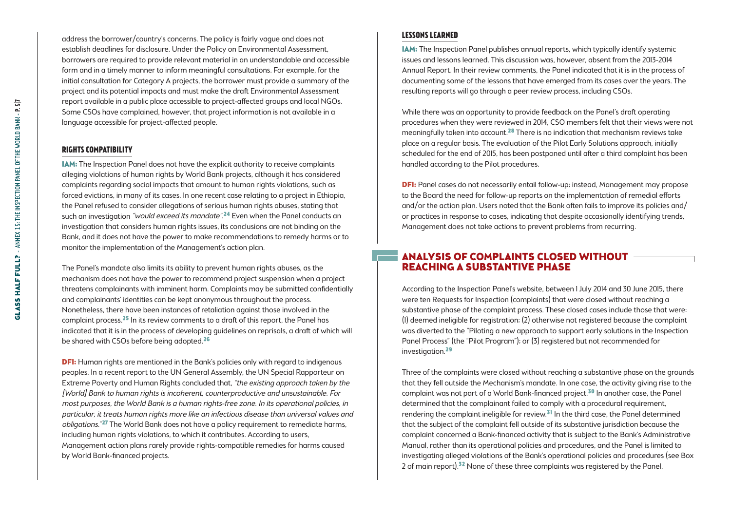address the borrower/country's concerns. The policy is fairly vague and does not establish deadlines for disclosure. Under the Policy on Environmental Assessment, borrowers are required to provide relevant material in an understandable and accessible form and in a timely manner to inform meaningful consultations. For example, for the initial consultation for Category A projects, the borrower must provide a summary of the project and its potential impacts and must make the draft Environmental Assessment report available in a public place accessible to project-affected groups and local NGOs. Some CSOs have complained, however, that project information is not available in a language accessible for project-affected people.

### RIGHTS COMPATIBILITY

**IAM:** The Inspection Panel does not have the explicit authority to receive complaints alleging violations of human rights by World Bank projects, although it has considered complaints regarding social impacts that amount to human rights violations, such as forced evictions, in many of its cases. In one recent case relating to a project in Ethiopia, the Panel refused to consider allegations of serious human rights abuses, stating that such an investigation *"would exceed its mandate"*.[24] Even when the Panel conducts an investigation that considers human rights issues, its conclusions are not binding on the Bank, and it does not have the power to make recommendations to remedy harms or to monitor the implementation of the Management's action plan.

The Panel's mandate also limits its ability to prevent human rights abuses, as the mechanism does not have the power to recommend project suspension when a project threatens complainants with imminent harm. Complaints may be submitted confidentially and complainants' identities can be kept anonymous throughout the process. Nonetheless, there have been instances of retaliation against those involved in the complaint process.[25] In its review comments to a draft of this report, the Panel has indicated that it is in the process of developing guidelines on reprisals, a draft of which will be shared with CSOs before being adopted.[26]

**DFI:** Human rights are mentioned in the Bank's policies only with regard to indigenous peoples. In a recent report to the UN General Assembly, the UN Special Rapporteur on Extreme Poverty and Human Rights concluded that, *"the existing approach taken by the [World] Bank to human rights is incoherent, counterproductive and unsustainable. For most purposes, the World Bank is a human rights-free zone. In its operational policies, in particular, it treats human rights more like an infectious disease than universal values and obligations."*[27] The World Bank does not have a policy requirement to remediate harms, including human rights violations, to which it contributes. According to users, Management action plans rarely provide rights-compatible remedies for harms caused by World Bank-financed projects.

### LESSONS LEARNED

**IAM:** The Inspection Panel publishes annual reports, which typically identify systemic issues and lessons learned. This discussion was, however, absent from the 2013-2014 Annual Report. In their review comments, the Panel indicated that it is in the process of documenting some of the lessons that have emerged from its cases over the years. The resulting reports will go through a peer review process, including CSOs.

While there was an opportunity to provide feedback on the Panel's draft operating procedures when they were reviewed in 2014, CSO members felt that their views were not meaningfully taken into account.[28] There is no indication that mechanism reviews take place on a regular basis. The evaluation of the Pilot Early Solutions approach, initially scheduled for the end of 2015, has been postponed until after a third complaint has been handled according to the Pilot procedures.

**DFI:** Panel cases do not necessarily entail follow-up; instead, Management may propose to the Board the need for follow-up reports on the implementation of remedial efforts and/or the action plan. Users noted that the Bank often fails to improve its policies and/or practices in response to cases, indicating that despite occasionally identifying trends, Management does not take actions to prevent problems from recurring.

## ANALYSIS OF COMPLAINTS CLOSED WITHOUT REACHING A SUBSTANTIVE PHASE

According to the Inspection Panel's website, between 1 July 2014 and 30 June 2015, there were ten Requests for Inspection (complaints) that were closed without reaching a substantive phase of the complaint process. These closed cases include those that were: (1) deemed ineligible for registration; (2) otherwise not registered because the complaint was diverted to the "Piloting a new approach to support early solutions in the Inspection Panel Process" (the "Pilot Program"); or (3) registered but not recommended for investigation.[29]

Three of the complaints were closed without reaching a substantive phase on the grounds that they fell outside the Mechanism's mandate. In one case, the activity giving rise to the complaint was not part of a World Bank-financed project.[30] In another case, the Panel determined that the complainant failed to comply with a procedural requirement, rendering the complaint ineligible for review.[31] In the third case, the Panel determined that the subject of the complaint fell outside of its substantive jurisdiction because the complaint concerned a Bank-financed activity that is subject to the Bank's Administrative Manual, rather than its operational policies and procedures, and the Panel is limited to investigating alleged violations of the Bank's operational policies and procedures (see Box 2 of main report).[32] None of these three complaints was registered by the Panel.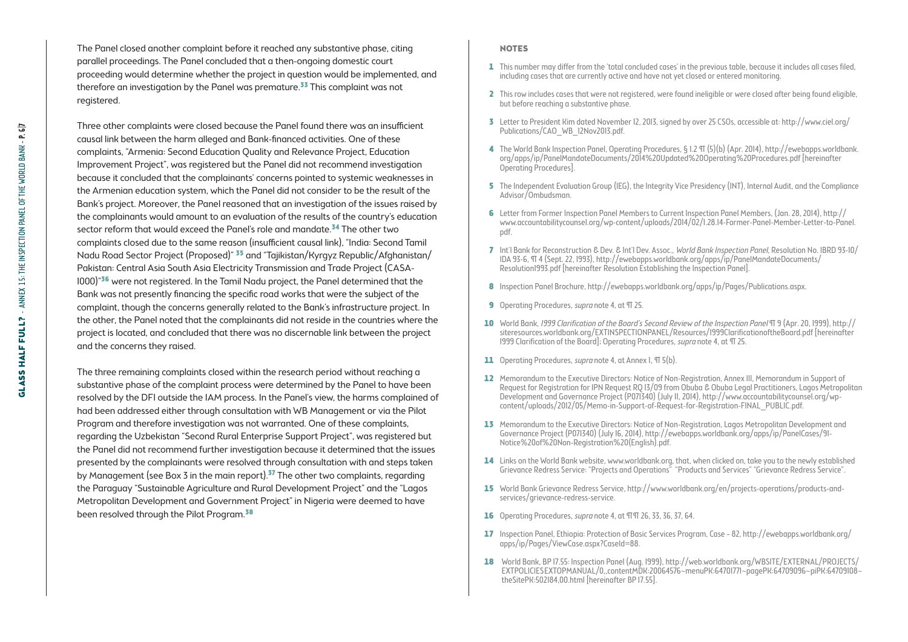The Panel closed another complaint before it reached any substantive phase, citing parallel proceedings. The Panel concluded that a then-ongoing domestic court proceeding would determine whether the project in question would be implemented, and therefore an investigation by the Panel was premature.[33] This complaint was not registered.

Three other complaints were closed because the Panel found there was an insufficient causal link between the harm alleged and Bank-financed activities. One of these complaints, "Armenia: Second Education Quality and Relevance Project, Education Improvement Project", was registered but the Panel did not recommend investigation because it concluded that the complainants' concerns pointed to systemic weaknesses in the Armenian education system, which the Panel did not consider to be the result of the Bank's project. Moreover, the Panel reasoned that an investigation of the issues raised by the complainants would amount to an evaluation of the results of the country's education sector reform that would exceed the Panel's role and mandate.[34] The other two complaints closed due to the same reason (insufficient causal link), "India: Second Tamil Nadu Road Sector Project (Proposed)" [35] and "Tajikistan/Kyrgyz Republic/Afghanistan/ Pakistan: Central Asia South Asia Electricity Transmission and Trade Project (CASA-1000)"[36] were not registered. In the Tamil Nadu project, the Panel determined that the Bank was not presently financing the specific road works that were the subject of the complaint, though the concerns generally related to the Bank's infrastructure project. In the other, the Panel noted that the complainants did not reside in the countries where the project is located, and concluded that there was no discernable link between the project and the concerns they raised.

The three remaining complaints closed within the research period without reaching a substantive phase of the complaint process were determined by the Panel to have been resolved by the DFI outside the IAM process. In the Panel's view, the harms complained of had been addressed either through consultation with WB Management or via the Pilot Program and therefore investigation was not warranted. One of these complaints, regarding the Uzbekistan "Second Rural Enterprise Support Project", was registered but the Panel did not recommend further investigation because it determined that the issues presented by the complainants were resolved through consultation with and steps taken by Management (see Box 3 in the main report).[37] The other two complaints, regarding the Paraguay "Sustainable Agriculture and Rural Development Project" and the "Lagos Metropolitan Development and Government Project" in Nigeria were deemed to have been resolved through the Pilot Program.[38]

## NOTES

1. This number may differ from the 'total concluded cases' in the previous table, because it includes all cases filed, including cases that are currently active and have not yet closed or entered monitoring.
2. This row includes cases that were not registered, were found ineligible or were closed after being found eligible, but before reaching a substantive phase.
3. Letter to President Kim dated November 12, 2013, signed by over 25 CSOs, accessible at: http://www.ciel.org/Publications/CAO_WB_12Nov2013.pdf.
4. The World Bank Inspection Panel, Operating Procedures, § 1.2 ¶ (5)(b) (Apr. 2014), http://ewebapps.worldbank.org/apps/ip/PanelMandateDocuments/2014%20Updated%20Operating%20Procedures.pdf [hereinafter Operating Procedures].
5. The Independent Evaluation Group (IEG), the Integrity Vice Presidency (INT), Internal Audit, and the Compliance Advisor/Ombudsman.
6. Letter from Former Inspection Panel Members to Current Inspection Panel Members, (Jan. 28, 2014), http://www.accountabilitycounsel.org/wp-content/uploads/2014/02/1.28.14-Former-Panel-Member-Letter-to-Panel.pdf.
7. Int'l Bank for Reconstruction & Dev. & Int'l Dev. Assoc., *World Bank Inspection Panel*, Resolution No. IBRD 93-10/ IDA 93-6, ¶ 4 (Sept. 22, 1993), http://ewebapps.worldbank.org/apps/ip/PanelMandateDocuments/Resolution1993.pdf [hereinafter Resolution Establishing the Inspection Panel].
8. Inspection Panel Brochure, http://ewebapps.worldbank.org/apps/ip/Pages/Publications.aspx.
9. Operating Procedures, *supra* note 4, at ¶ 25.
10. World Bank, *1999 Clarification of the Board's Second Review of the Inspection Panel* ¶ 9 (Apr. 20, 1999), http://siteresources.worldbank.org/EXTINSPECTIONPANEL/Resources/1999ClarificationoftheBoard.pdf [hereinafter 1999 Clarification of the Board]; Operating Procedures, *supra* note 4, at ¶ 25.
11. Operating Procedures, *supra* note 4, at Annex 1, ¶ 5(b).
12. Memorandum to the Executive Directors: Notice of Non-Registration, Annex III, Memorandum in Support of Request for Registration for IPN Request RQ 13/09 from Obuba & Obuba Legal Practitioners, Lagos Metropolitan Development and Governance Project (P071340) (July 11, 2014), http://www.accountabilitycounsel.org/wp-content/uploads/2012/05/Memo-in-Support-of-Request-for-Registration-FINAL_PUBLIC.pdf.
13. Memorandum to the Executive Directors: Notice of Non-Registration, Lagos Metropolitan Development and Governance Project (P071340) (July 16, 2014), http://ewebapps.worldbank.org/apps/ip/PanelCases/91-Notice%20of%20Non-Registration%20(English).pdf.
14. Links on the World Bank website, www.worldbank.org, that, when clicked on, take you to the newly established Grievance Redress Service: "Projects and Operations" "Products and Services" "Grievance Redress Service".
15. World Bank Grievance Redress Service, http://www.worldbank.org/en/projects-operations/products-and-services/grievance-redress-service.
16. Operating Procedures, *supra* note 4, at ¶¶ 26, 33, 36, 37, 64.
17. Inspection Panel, Ethiopia: Protection of Basic Services Program, Case – 82, http://ewebapps.worldbank.org/apps/ip/Pages/ViewCase.aspx?CaseId=88.
18. World Bank, BP 17.55: Inspection Panel (Aug. 1999), http://web.worldbank.org/WBSITE/EXTERNAL/PROJECTS/EXTPOLICIESEXTOPMANUAL/0,,contentMDK:20064576~menuPK:64701771~pagePK:64709096~piPK:64709108~theSitePK:502184,00.html [hereinafter BP 17.55].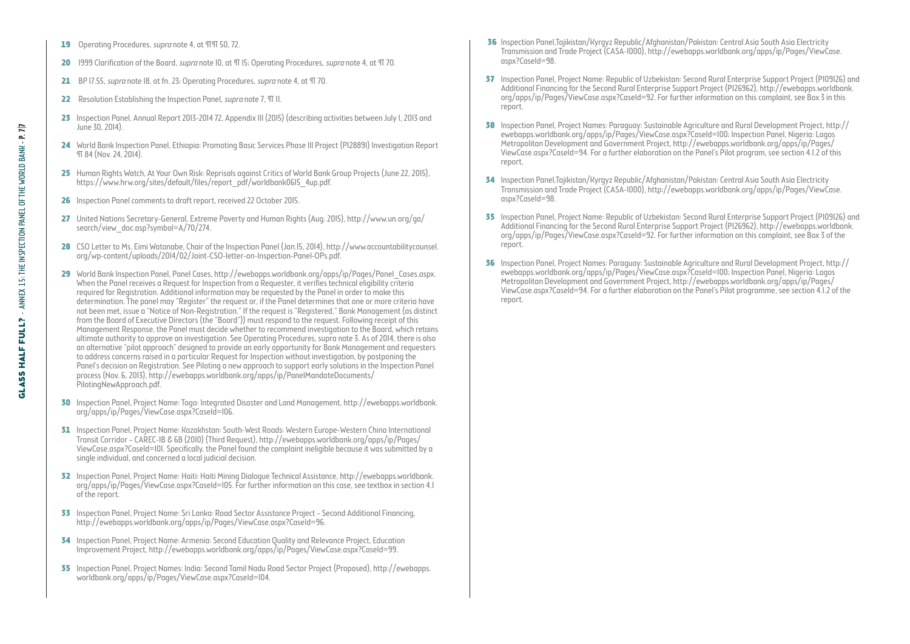19 Operating Procedures, *supra* note 4, at ¶¶ 50, 72.

20 1999 Clarification of the Board, *supra* note 10, at ¶ 15; Operating Procedures, *supra* note 4, at ¶ 70.

21 BP 17.55, *supra* note 18, at fn. 23; Operating Procedures, *supra* note 4, at ¶ 70.

22 Resolution Establishing the Inspection Panel, *supra* note 7, ¶ 11.

23 Inspection Panel, Annual Report 2013-2014 72, Appendix III (2015) (describing activities between July 1, 2013 and June 30, 2014).

24 World Bank Inspection Panel, Ethiopia: Promoting Basic Services Phase III Project (P128891) Investigation Report ¶ 84 (Nov. 24, 2014).

25 Human Rights Watch, At Your Own Risk: Reprisals against Critics of World Bank Group Projects (June 22, 2015), https://www.hrw.org/sites/default/files/report_pdf/worldbank0615_4up.pdf.

26 Inspection Panel comments to draft report, received 22 October 2015.

27 United Nations Secretary-General, Extreme Poverty and Human Rights (Aug. 2015), http://www.un.org/ga/search/view_doc.asp?symbol=A/70/274.

28 CSO Letter to Ms. Eimi Watanabe, Chair of the Inspection Panel (Jan.15, 2014), http://www.accountabilitycounsel.org/wp-content/uploads/2014/02/Joint-CSO-letter-on-Inspection-Panel-OPs.pdf.

29 World Bank Inspection Panel, Panel Cases, http://ewebapps.worldbank.org/apps/ip/Pages/Panel_Cases.aspx. When the Panel receives a Request for Inspection from a Requester, it verifies technical eligibility criteria required for Registration. Additional information may be requested by the Panel in order to make this determination. The panel may "Register" the request or, if the Panel determines that one or more criteria have not been met, issue a "Notice of Non-Registration." If the request is "Registered," Bank Management (as distinct from the Board of Executive Directors (the "Board")) must respond to the request. Following receipt of this Management Response, the Panel must decide whether to recommend investigation to the Board, which retains ultimate authority to approve an investigation. See Operating Procedures, supra note 3. As of 2014, there is also an alternative "pilot approach" designed to provide an early opportunity for Bank Management and requesters to address concerns raised in a particular Request for Inspection without investigation, by postponing the Panel's decision on Registration. See Piloting a new approach to support early solutions in the Inspection Panel process (Nov. 6, 2013), http://ewebapps.worldbank.org/apps/ip/PanelMandateDocuments/PilotingNewApproach.pdf.

30 Inspection Panel, Project Name: Togo: Integrated Disaster and Land Management, http://ewebapps.worldbank.org/apps/ip/Pages/ViewCase.aspx?CaseId=106.

31 Inspection Panel, Project Name: Kazakhstan: South-West Roads: Western Europe-Western China International Transit Corridor - CAREC-1B & 6B (2010) (Third Request), http://ewebapps.worldbank.org/apps/ip/Pages/ViewCase.aspx?CaseId=101. Specifically, the Panel found the complaint ineligible because it was submitted by a single individual, and concerned a local judicial decision.

32 Inspection Panel, Project Name: Haiti: Haiti Mining Dialogue Technical Assistance, http://ewebapps.worldbank.org/apps/ip/Pages/ViewCase.aspx?CaseId=105. For further information on this case, see textbox in section 4.1 of the report.

33 Inspection Panel, Project Name: Sri Lanka: Road Sector Assistance Project - Second Additional Financing, http://ewebapps.worldbank.org/apps/ip/Pages/ViewCase.aspx?CaseId=96.

34 Inspection Panel, Project Name: Armenia: Second Education Quality and Relevance Project, Education Improvement Project, http://ewebapps.worldbank.org/apps/ip/Pages/ViewCase.aspx?CaseId=99.

35 Inspection Panel, Project Names: India: Second Tamil Nadu Road Sector Project (Proposed), http://ewebapps.worldbank.org/apps/ip/Pages/ViewCase.aspx?CaseId=104.

36 Inspection Panel,Tajikistan/Kyrgyz Republic/Afghanistan/Pakistan: Central Asia South Asia Electricity Transmission and Trade Project (CASA-1000), http://ewebapps.worldbank.org/apps/ip/Pages/ViewCase.aspx?CaseId=98.

37 Inspection Panel, Project Name: Republic of Uzbekistan: Second Rural Enterprise Support Project (P109126) and Additional Financing for the Second Rural Enterprise Support Project (P126962), http://ewebapps.worldbank.org/apps/ip/Pages/ViewCase.aspx?CaseId=92. For further information on this complaint, see Box 3 in this report.

38 Inspection Panel, Project Names: Paraguay: Sustainable Agriculture and Rural Development Project, http://ewebapps.worldbank.org/apps/ip/Pages/ViewCase.aspx?CaseId=100; Inspection Panel, Nigeria: Lagos Metropolitan Development and Government Project, http://ewebapps.worldbank.org/apps/ip/Pages/ViewCase.aspx?CaseId=94. For a further elaboration on the Panel's Pilot program, see section 4.1.2 of this report.

34 Inspection Panel,Tajikistan/Kyrgyz Republic/Afghanistan/Pakistan: Central Asia South Asia Electricity Transmission and Trade Project (CASA-1000), http://ewebapps.worldbank.org/apps/ip/Pages/ViewCase.aspx?CaseId=98.

35 Inspection Panel, Project Name: Republic of Uzbekistan: Second Rural Enterprise Support Project (P109126) and Additional Financing for the Second Rural Enterprise Support Project (P126962), http://ewebapps.worldbank.org/apps/ip/Pages/ViewCase.aspx?CaseId=92. For further information on this complaint, see Box 3 of the report.

36 Inspection Panel, Project Names: Paraguay: Sustainable Agriculture and Rural Development Project, http://ewebapps.worldbank.org/apps/ip/Pages/ViewCase.aspx?CaseId=100; Inspection Panel, Nigeria: Lagos Metropolitan Development and Government Project, http://ewebapps.worldbank.org/apps/ip/Pages/ViewCase.aspx?CaseId=94. For a further elaboration on the Panel's Pilot programme, see section 4.1.2 of the report.